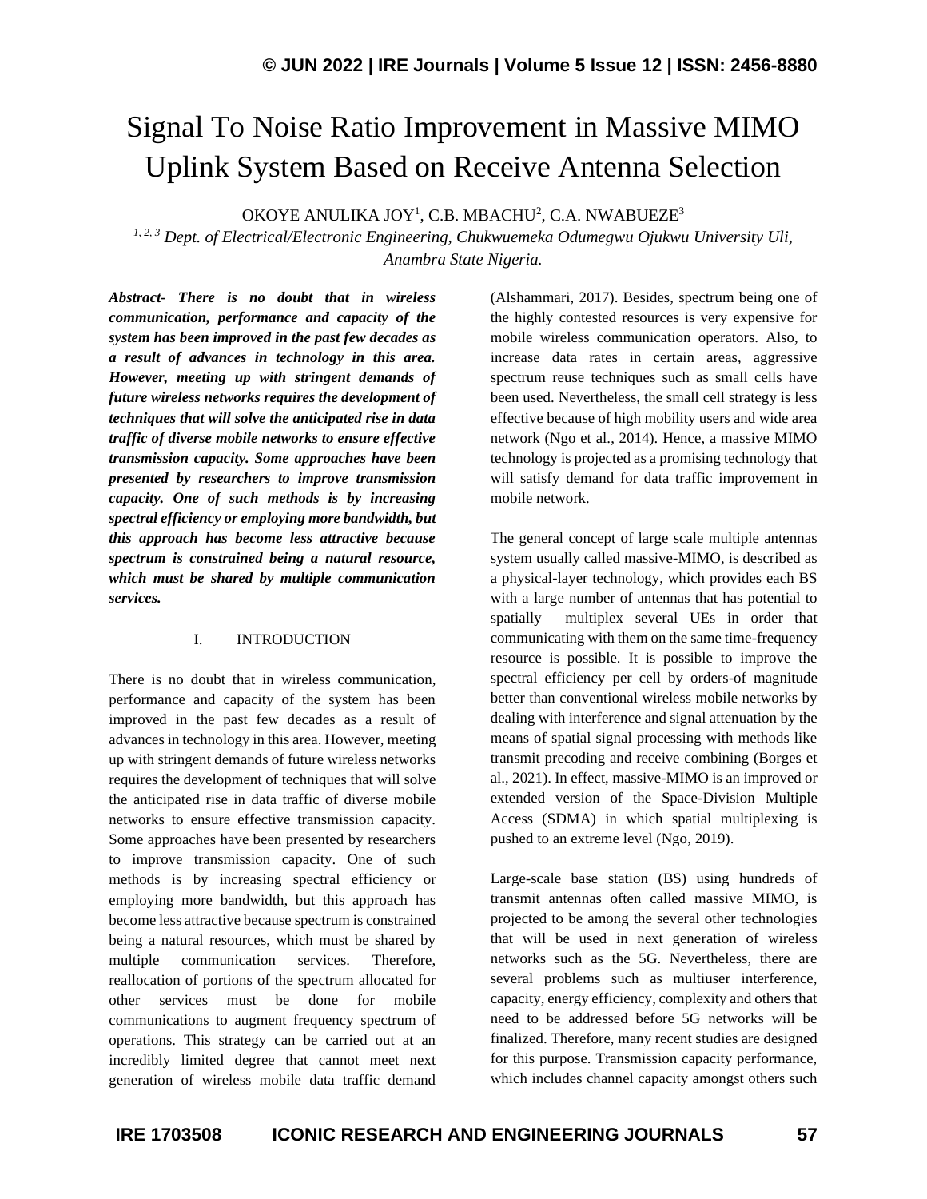# Signal To Noise Ratio Improvement in Massive MIMO Uplink System Based on Receive Antenna Selection

OKOYE ANULIKA JOY[1], C.B. MBACHU[2], C.A. NWABUEZE[3]

[1, 2, 3] *Dept. of Electrical/Electronic Engineering, Chukwuemeka Odumegwu Ojukwu University Uli, Anambra State Nigeria.*

***Abstract- There is no doubt that in wireless communication, performance and capacity of the system has been improved in the past few decades as a result of advances in technology in this area. However, meeting up with stringent demands of future wireless networks requires the development of techniques that will solve the anticipated rise in data traffic of diverse mobile networks to ensure effective transmission capacity. Some approaches have been presented by researchers to improve transmission capacity. One of such methods is by increasing spectral efficiency or employing more bandwidth, but this approach has become less attractive because spectrum is constrained being a natural resource, which must be shared by multiple communication services.***

## I. INTRODUCTION

There is no doubt that in wireless communication, performance and capacity of the system has been improved in the past few decades as a result of advances in technology in this area. However, meeting up with stringent demands of future wireless networks requires the development of techniques that will solve the anticipated rise in data traffic of diverse mobile networks to ensure effective transmission capacity. Some approaches have been presented by researchers to improve transmission capacity. One of such methods is by increasing spectral efficiency or employing more bandwidth, but this approach has become less attractive because spectrum is constrained being a natural resources, which must be shared by multiple communication services. Therefore, reallocation of portions of the spectrum allocated for other services must be done for mobile communications to augment frequency spectrum of operations. This strategy can be carried out at an incredibly limited degree that cannot meet next generation of wireless mobile data traffic demand (Alshammari, 2017). Besides, spectrum being one of the highly contested resources is very expensive for mobile wireless communication operators. Also, to increase data rates in certain areas, aggressive spectrum reuse techniques such as small cells have been used. Nevertheless, the small cell strategy is less effective because of high mobility users and wide area network (Ngo et al., 2014). Hence, a massive MIMO technology is projected as a promising technology that will satisfy demand for data traffic improvement in mobile network.

The general concept of large scale multiple antennas system usually called massive-MIMO, is described as a physical-layer technology, which provides each BS with a large number of antennas that has potential to spatially multiplex several UEs in order that communicating with them on the same time-frequency resource is possible. It is possible to improve the spectral efficiency per cell by orders-of magnitude better than conventional wireless mobile networks by dealing with interference and signal attenuation by the means of spatial signal processing with methods like transmit precoding and receive combining (Borges et al., 2021). In effect, massive-MIMO is an improved or extended version of the Space-Division Multiple Access (SDMA) in which spatial multiplexing is pushed to an extreme level (Ngo, 2019).

Large-scale base station (BS) using hundreds of transmit antennas often called massive MIMO, is projected to be among the several other technologies that will be used in next generation of wireless networks such as the 5G. Nevertheless, there are several problems such as multiuser interference, capacity, energy efficiency, complexity and others that need to be addressed before 5G networks will be finalized. Therefore, many recent studies are designed for this purpose. Transmission capacity performance, which includes channel capacity amongst others such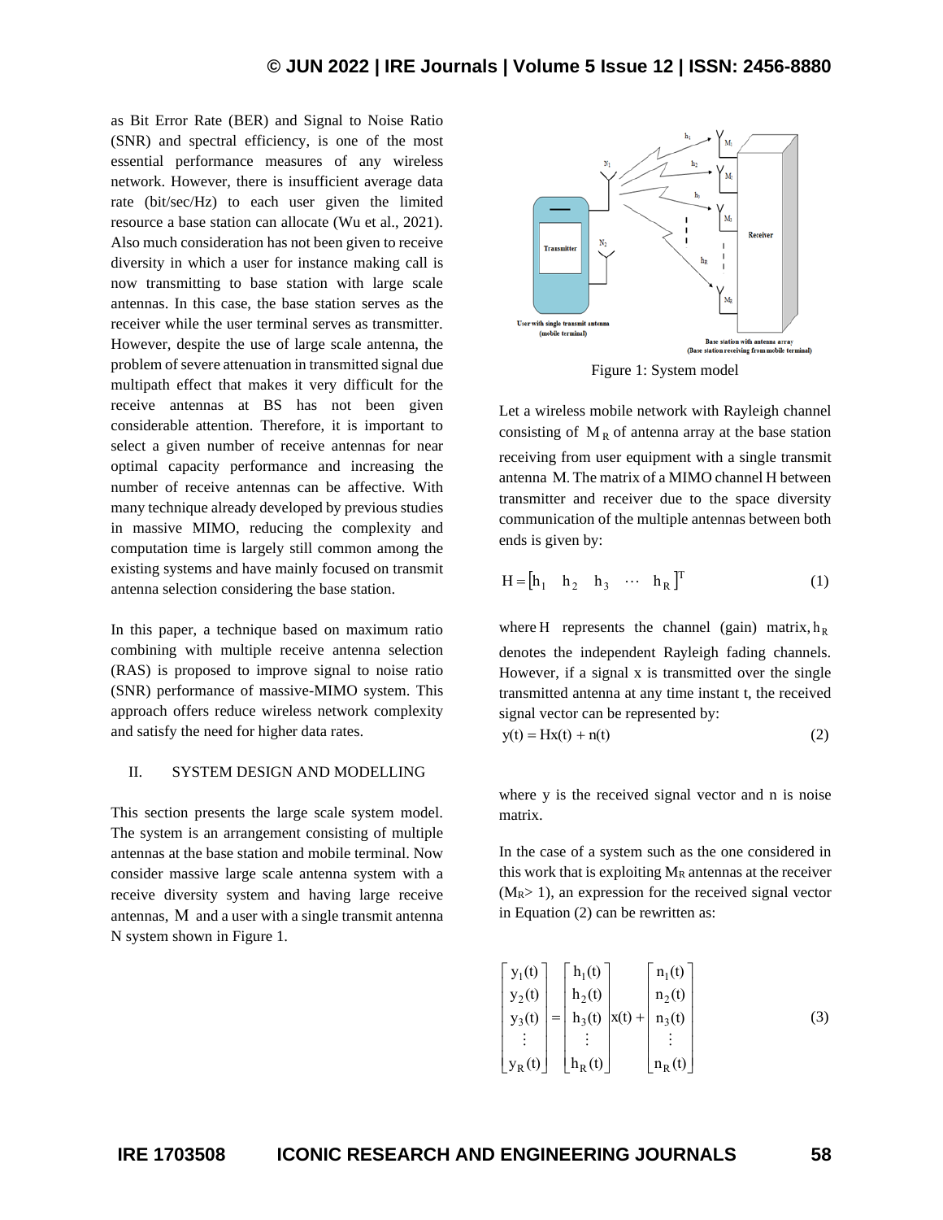as Bit Error Rate (BER) and Signal to Noise Ratio (SNR) and spectral efficiency, is one of the most essential performance measures of any wireless network. However, there is insufficient average data rate (bit/sec/Hz) to each user given the limited resource a base station can allocate (Wu et al., 2021). Also much consideration has not been given to receive diversity in which a user for instance making call is now transmitting to base station with large scale antennas. In this case, the base station serves as the receiver while the user terminal serves as transmitter. However, despite the use of large scale antenna, the problem of severe attenuation in transmitted signal due multipath effect that makes it very difficult for the receive antennas at BS has not been given considerable attention. Therefore, it is important to select a given number of receive antennas for near optimal capacity performance and increasing the number of receive antennas can be affective. With many technique already developed by previous studies in massive MIMO, reducing the complexity and computation time is largely still common among the existing systems and have mainly focused on transmit antenna selection considering the base station.

In this paper, a technique based on maximum ratio combining with multiple receive antenna selection (RAS) is proposed to improve signal to noise ratio (SNR) performance of massive-MIMO system. This approach offers reduce wireless network complexity and satisfy the need for higher data rates.

## II. SYSTEM DESIGN AND MODELLING

This section presents the large scale system model. The system is an arrangement consisting of multiple antennas at the base station and mobile terminal. Now consider massive large scale antenna system with a receive diversity system and having large receive antennas, $M$ and a user with a single transmit antenna N system shown in Figure 1.

Figure 1: System model

Let a wireless mobile network with Rayleigh channel consisting of $M_R$ of antenna array at the base station receiving from user equipment with a single transmit antenna $M$. The matrix of a MIMO channel H between transmitter and receiver due to the space diversity communication of the multiple antennas between both ends is given by:

$$H = \begin{bmatrix} h_1 & h_2 & h_3 & \cdots & h_R \end{bmatrix}^T \tag{1}$$

where $H$ represents the channel (gain) matrix, $h_R$ denotes the independent Rayleigh fading channels. However, if a signal x is transmitted over the single transmitted antenna at any time instant t, the received signal vector can be represented by:

$$y(t) = Hx(t) + n(t) \tag{2}$$

where y is the received signal vector and n is noise matrix.

In the case of a system such as the one considered in this work that is exploiting $M_R$ antennas at the receiver ($M_R > 1$), an expression for the received signal vector in Equation (2) can be rewritten as:

$$\begin{bmatrix} y_1(t) \\ y_2(t) \\ y_3(t) \\ \vdots \\ y_R(t) \end{bmatrix} = \begin{bmatrix} h_1(t) \\ h_2(t) \\ h_3(t) \\ \vdots \\ h_R(t) \end{bmatrix} x(t) + \begin{bmatrix} n_1(t) \\ n_2(t) \\ n_3(t) \\ \vdots \\ n_R(t) \end{bmatrix} \tag{3}$$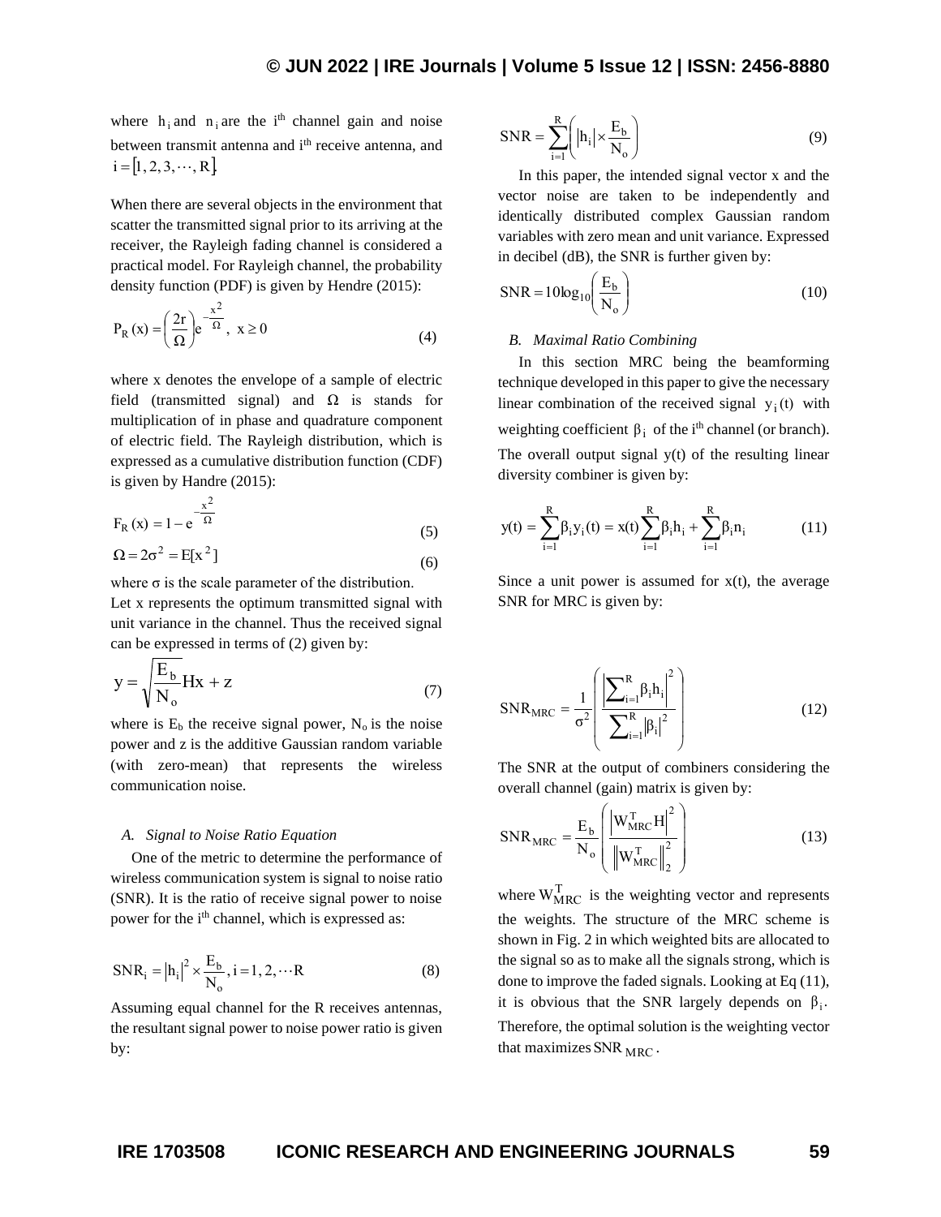where $h_i$ and $n_i$ are the i[th] channel gain and noise between transmit antenna and i[th] receive antenna, and $i = [1, 2, 3, \cdots, R]$.

When there are several objects in the environment that scatter the transmitted signal prior to its arriving at the receiver, the Rayleigh fading channel is considered a practical model. For Rayleigh channel, the probability density function (PDF) is given by Hendre (2015):

$$P_R(x) = \left(\frac{2r}{\Omega}\right)e^{-\frac{x^2}{\Omega}}, \ x \geq 0 \tag{4}$$

where x denotes the envelope of a sample of electric field (transmitted signal) and Ω is stands for multiplication of in phase and quadrature component of electric field. The Rayleigh distribution, which is expressed as a cumulative distribution function (CDF) is given by Handre (2015):

$$F_R(x) = 1 - e^{-\frac{x^2}{\Omega}} \tag{5}$$

$$\Omega = 2\sigma^2 = E[x^2] \tag{6}$$

where σ is the scale parameter of the distribution.

Let x represents the optimum transmitted signal with unit variance in the channel. Thus the received signal can be expressed in terms of (2) given by:

$$y = \sqrt{\frac{E_b}{N_o}}Hx + z \tag{7}$$

where is $E_b$ the receive signal power, $N_o$ is the noise power and z is the additive Gaussian random variable (with zero-mean) that represents the wireless communication noise.

### A. Signal to Noise Ratio Equation

One of the metric to determine the performance of wireless communication system is signal to noise ratio (SNR). It is the ratio of receive signal power to noise power for the i[th] channel, which is expressed as:

$$SNR_i = |h_i|^2 \times \frac{E_b}{N_o}, i = 1, 2, \cdots R \tag{8}$$

Assuming equal channel for the R receives antennas, the resultant signal power to noise power ratio is given by:

$$SNR = \sum_{i=1}^{R}\left(|h_i| \times \frac{E_b}{N_o}\right) \tag{9}$$

In this paper, the intended signal vector x and the vector noise are taken to be independently and identically distributed complex Gaussian random variables with zero mean and unit variance. Expressed in decibel (dB), the SNR is further given by:

$$SNR = 10\log_{10}\left(\frac{E_b}{N_o}\right) \tag{10}$$

### B. Maximal Ratio Combining

In this section MRC being the beamforming technique developed in this paper to give the necessary linear combination of the received signal $y_i(t)$ with weighting coefficient $\beta_i$ of the i[th] channel (or branch). The overall output signal y(t) of the resulting linear diversity combiner is given by:

$$y(t) = \sum_{i=1}^{R}\beta_i y_i(t) = x(t)\sum_{i=1}^{R}\beta_i h_i + \sum_{i=1}^{R}\beta_i n_i \tag{11}$$

Since a unit power is assumed for x(t), the average SNR for MRC is given by:

$$SNR_{MRC} = \frac{1}{\sigma^2}\left(\frac{\left|\sum_{i=1}^{R}\beta_i h_i\right|^2}{\sum_{i=1}^{R}|\beta_i|^2}\right) \tag{12}$$

The SNR at the output of combiners considering the overall channel (gain) matrix is given by:

$$SNR_{MRC} = \frac{E_b}{N_o}\left(\frac{\left|W_{MRC}^T H\right|^2}{\left\|W_{MRC}^T\right\|_2^2}\right) \tag{13}$$

where $W_{MRC}^T$ is the weighting vector and represents the weights. The structure of the MRC scheme is shown in Fig. 2 in which weighted bits are allocated to the signal so as to make all the signals strong, which is done to improve the faded signals. Looking at Eq (11), it is obvious that the SNR largely depends on $\beta_i$. Therefore, the optimal solution is the weighting vector that maximizes $SNR_{MRC}$.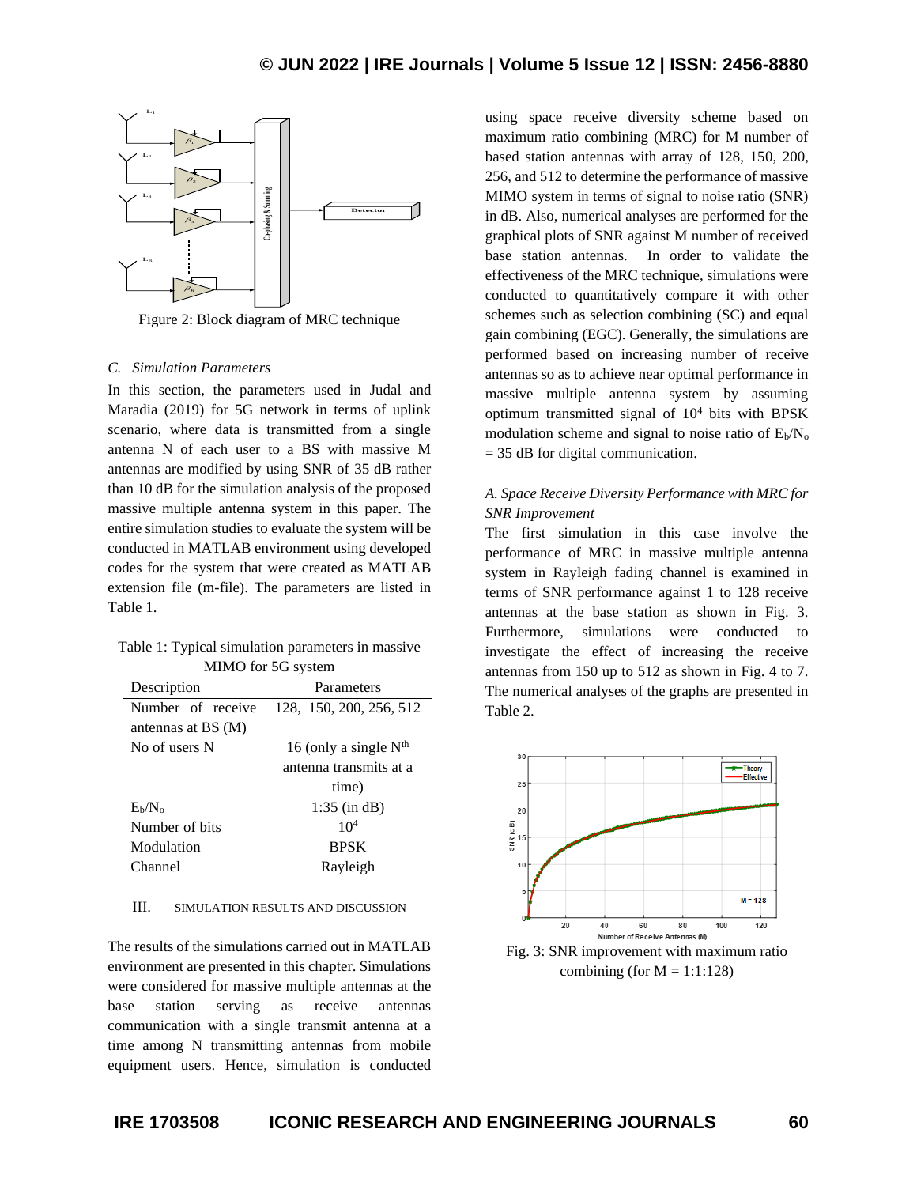Figure 2: Block diagram of MRC technique

### C. Simulation Parameters

In this section, the parameters used in Judal and Maradia (2019) for 5G network in terms of uplink scenario, where data is transmitted from a single antenna N of each user to a BS with massive M antennas are modified by using SNR of 35 dB rather than 10 dB for the simulation analysis of the proposed massive multiple antenna system in this paper. The entire simulation studies to evaluate the system will be conducted in MATLAB environment using developed codes for the system that were created as MATLAB extension file (m-file). The parameters are listed in Table 1.

Table 1: Typical simulation parameters in massive MIMO for 5G system

| Description | Parameters |
|---|---|
| Number of receive antennas at BS (M) | 128, 150, 200, 256, 512 |
| No of users N | 16 (only a single $N^{th}$ antenna transmits at a time) |
| $E_b/N_o$ | 1:35 (in dB) |
| Number of bits | $10^4$ |
| Modulation | BPSK |
| Channel | Rayleigh |

## III. SIMULATION RESULTS AND DISCUSSION

The results of the simulations carried out in MATLAB environment are presented in this chapter. Simulations were considered for massive multiple antennas at the base station serving as receive antennas communication with a single transmit antenna at a time among N transmitting antennas from mobile equipment users. Hence, simulation is conducted using space receive diversity scheme based on maximum ratio combining (MRC) for M number of based station antennas with array of 128, 150, 200, 256, and 512 to determine the performance of massive MIMO system in terms of signal to noise ratio (SNR) in dB. Also, numerical analyses are performed for the graphical plots of SNR against M number of received base station antennas. In order to validate the effectiveness of the MRC technique, simulations were conducted to quantitatively compare it with other schemes such as selection combining (SC) and equal gain combining (EGC). Generally, the simulations are performed based on increasing number of receive antennas so as to achieve near optimal performance in massive multiple antenna system by assuming optimum transmitted signal of $10^4$ bits with BPSK modulation scheme and signal to noise ratio of $E_b/N_o$ = 35 dB for digital communication.

### A. Space Receive Diversity Performance with MRC for SNR Improvement

The first simulation in this case involve the performance of MRC in massive multiple antenna system in Rayleigh fading channel is examined in terms of SNR performance against 1 to 128 receive antennas at the base station as shown in Fig. 3. Furthermore, simulations were conducted to investigate the effect of increasing the receive antennas from 150 up to 512 as shown in Fig. 4 to 7. The numerical analyses of the graphs are presented in Table 2.

Fig. 3: SNR improvement with maximum ratio combining (for M = 1:1:128)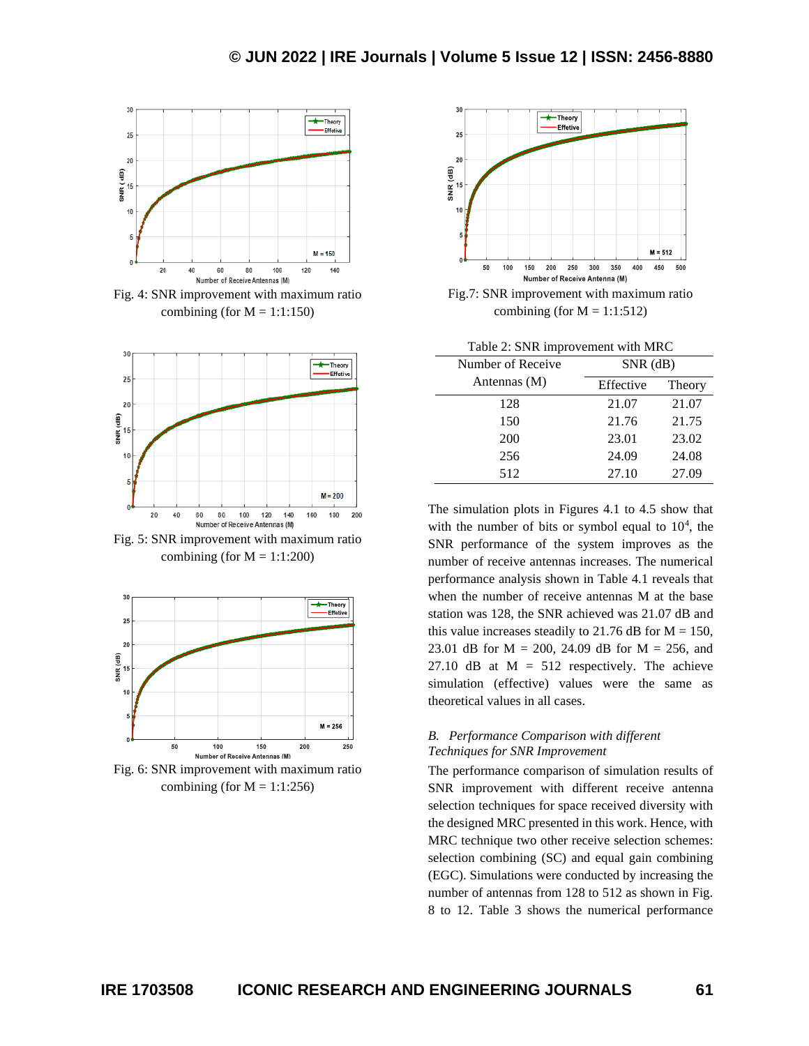Fig. 4: SNR improvement with maximum ratio combining (for M = 1:1:150)

Fig. 5: SNR improvement with maximum ratio combining (for M = 1:1:200)

Fig. 6: SNR improvement with maximum ratio combining (for M = 1:1:256)

Fig.7: SNR improvement with maximum ratio combining (for M = 1:1:512)

Table 2: SNR improvement with MRC

| Number of Receive Antennas (M) | SNR (dB) | |
|---|---|---|
| | Effective | Theory |
| 128 | 21.07 | 21.07 |
| 150 | 21.76 | 21.75 |
| 200 | 23.01 | 23.02 |
| 256 | 24.09 | 24.08 |
| 512 | 27.10 | 27.09 |

The simulation plots in Figures 4.1 to 4.5 show that with the number of bits or symbol equal to $10^4$, the SNR performance of the system improves as the number of receive antennas increases. The numerical performance analysis shown in Table 4.1 reveals that when the number of receive antennas M at the base station was 128, the SNR achieved was 21.07 dB and this value increases steadily to 21.76 dB for M = 150, 23.01 dB for M = 200, 24.09 dB for M = 256, and 27.10 dB at M = 512 respectively. The achieve simulation (effective) values were the same as theoretical values in all cases.

### *B. Performance Comparison with different Techniques for SNR Improvement*

The performance comparison of simulation results of SNR improvement with different receive antenna selection techniques for space received diversity with the designed MRC presented in this work. Hence, with MRC technique two other receive selection schemes: selection combining (SC) and equal gain combining (EGC). Simulations were conducted by increasing the number of antennas from 128 to 512 as shown in Fig. 8 to 12. Table 3 shows the numerical performance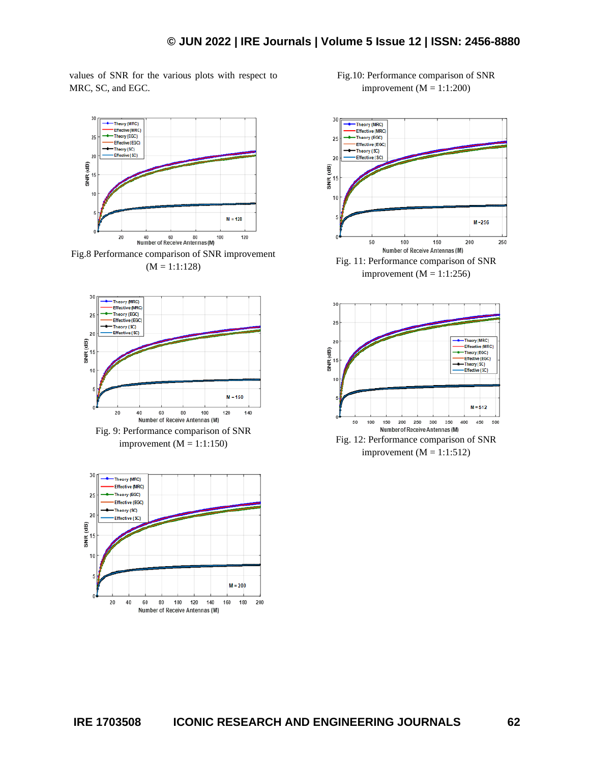values of SNR for the various plots with respect to MRC, SC, and EGC.

Fig.8 Performance comparison of SNR improvement (M = 1:1:128)

Fig. 9: Performance comparison of SNR improvement (M = 1:1:150)

Fig.10: Performance comparison of SNR improvement (M = 1:1:200)

Fig. 11: Performance comparison of SNR improvement (M = 1:1:256)

Fig. 12: Performance comparison of SNR improvement (M = 1:1:512)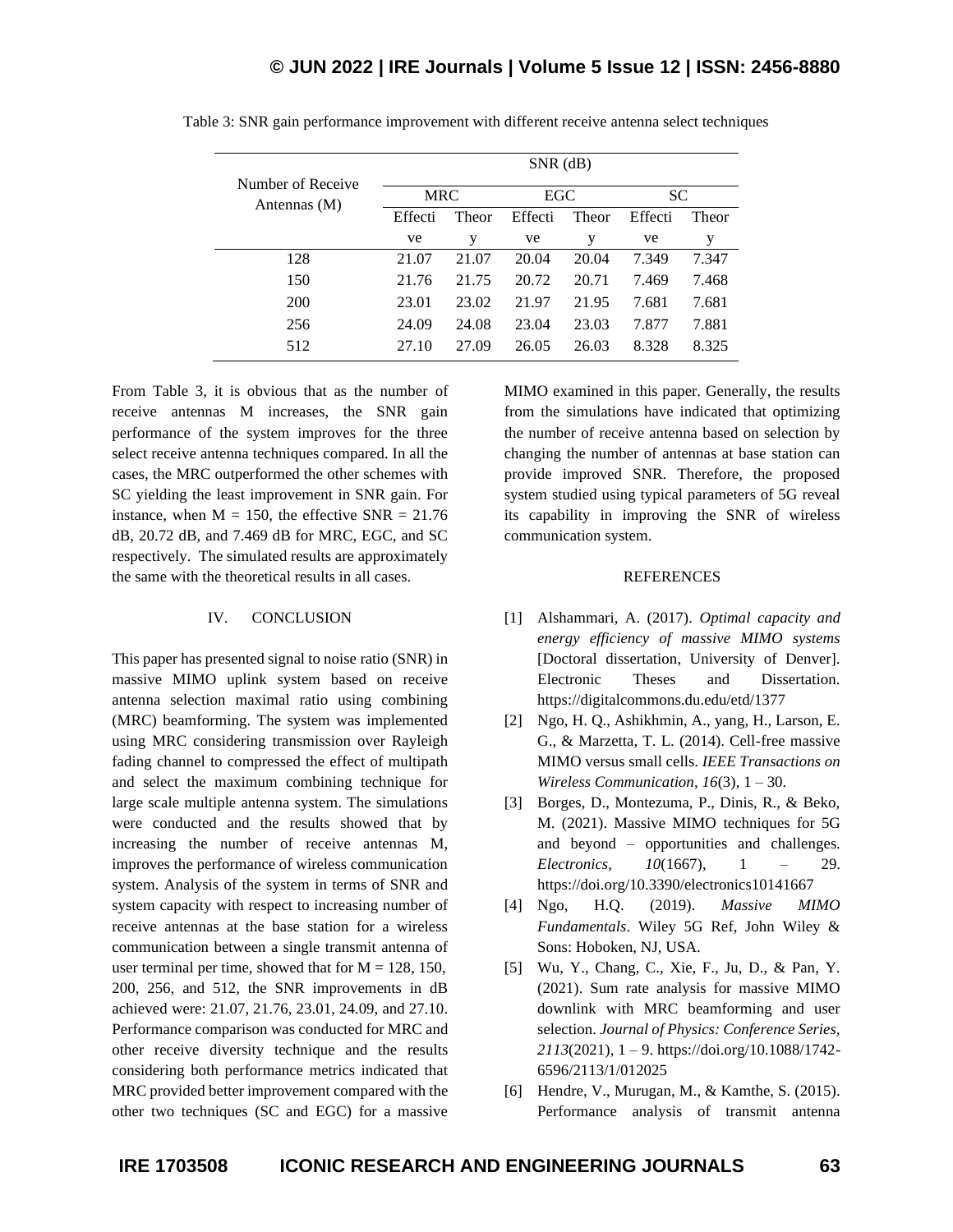Table 3: SNR gain performance improvement with different receive antenna select techniques

| Number of Receive Antennas (M) | SNR (dB) | | | | | |
|---|---|---|---|---|---|---|
| | MRC | | EGC | | SC | |
| | Effective | Theory | Effective | Theory | Effective | Theory |
| 128 | 21.07 | 21.07 | 20.04 | 20.04 | 7.349 | 7.347 |
| 150 | 21.76 | 21.75 | 20.72 | 20.71 | 7.469 | 7.468 |
| 200 | 23.01 | 23.02 | 21.97 | 21.95 | 7.681 | 7.681 |
| 256 | 24.09 | 24.08 | 23.04 | 23.03 | 7.877 | 7.881 |
| 512 | 27.10 | 27.09 | 26.05 | 26.03 | 8.328 | 8.325 |

From Table 3, it is obvious that as the number of receive antennas M increases, the SNR gain performance of the system improves for the three select receive antenna techniques compared. In all the cases, the MRC outperformed the other schemes with SC yielding the least improvement in SNR gain. For instance, when M = 150, the effective SNR = 21.76 dB, 20.72 dB, and 7.469 dB for MRC, EGC, and SC respectively. The simulated results are approximately the same with the theoretical results in all cases.

## IV. CONCLUSION

This paper has presented signal to noise ratio (SNR) in massive MIMO uplink system based on receive antenna selection maximal ratio using combining (MRC) beamforming. The system was implemented using MRC considering transmission over Rayleigh fading channel to compressed the effect of multipath and select the maximum combining technique for large scale multiple antenna system. The simulations were conducted and the results showed that by increasing the number of receive antennas M, improves the performance of wireless communication system. Analysis of the system in terms of SNR and system capacity with respect to increasing number of receive antennas at the base station for a wireless communication between a single transmit antenna of user terminal per time, showed that for M = 128, 150, 200, 256, and 512, the SNR improvements in dB achieved were: 21.07, 21.76, 23.01, 24.09, and 27.10. Performance comparison was conducted for MRC and other receive diversity technique and the results considering both performance metrics indicated that MRC provided better improvement compared with the other two techniques (SC and EGC) for a massive MIMO examined in this paper. Generally, the results from the simulations have indicated that optimizing the number of receive antenna based on selection by changing the number of antennas at base station can provide improved SNR. Therefore, the proposed system studied using typical parameters of 5G reveal its capability in improving the SNR of wireless communication system.

## REFERENCES

[1] Alshammari, A. (2017). *Optimal capacity and energy efficiency of massive MIMO systems* [Doctoral dissertation, University of Denver]. Electronic Theses and Dissertation. https://digitalcommons.du.edu/etd/1377

[2] Ngo, H. Q., Ashikhmin, A., yang, H., Larson, E. G., & Marzetta, T. L. (2014). Cell-free massive MIMO versus small cells. *IEEE Transactions on Wireless Communication, 16*(3), 1 – 30.

[3] Borges, D., Montezuma, P., Dinis, R., & Beko, M. (2021). Massive MIMO techniques for 5G and beyond – opportunities and challenges. *Electronics, 10*(1667), 1 – 29. https://doi.org/10.3390/electronics10141667

[4] Ngo, H.Q. (2019). *Massive MIMO Fundamentals*. Wiley 5G Ref, John Wiley & Sons: Hoboken, NJ, USA.

[5] Wu, Y., Chang, C., Xie, F., Ju, D., & Pan, Y. (2021). Sum rate analysis for massive MIMO downlink with MRC beamforming and user selection. *Journal of Physics: Conference Series, 2113*(2021), 1 – 9. https://doi.org/10.1088/1742-6596/2113/1/012025

[6] Hendre, V., Murugan, M., & Kamthe, S. (2015). Performance analysis of transmit antenna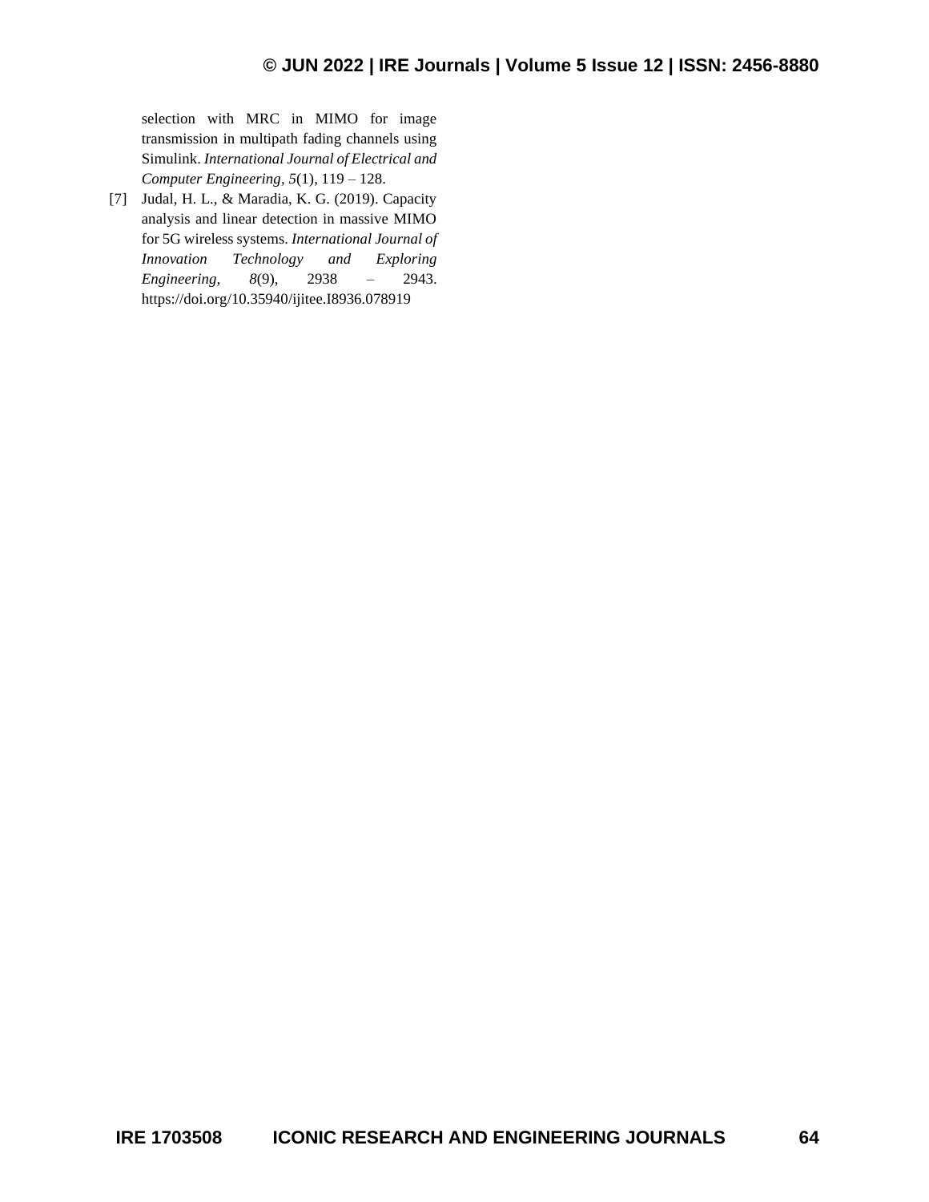selection with MRC in MIMO for image transmission in multipath fading channels using Simulink. *International Journal of Electrical and Computer Engineering*, *5*(1), 119 – 128.

[7] Judal, H. L., & Maradia, K. G. (2019). Capacity analysis and linear detection in massive MIMO for 5G wireless systems. *International Journal of Innovation Technology and Exploring Engineering*, *8*(9), 2938 – 2943. https://doi.org/10.35940/ijitee.I8936.078919